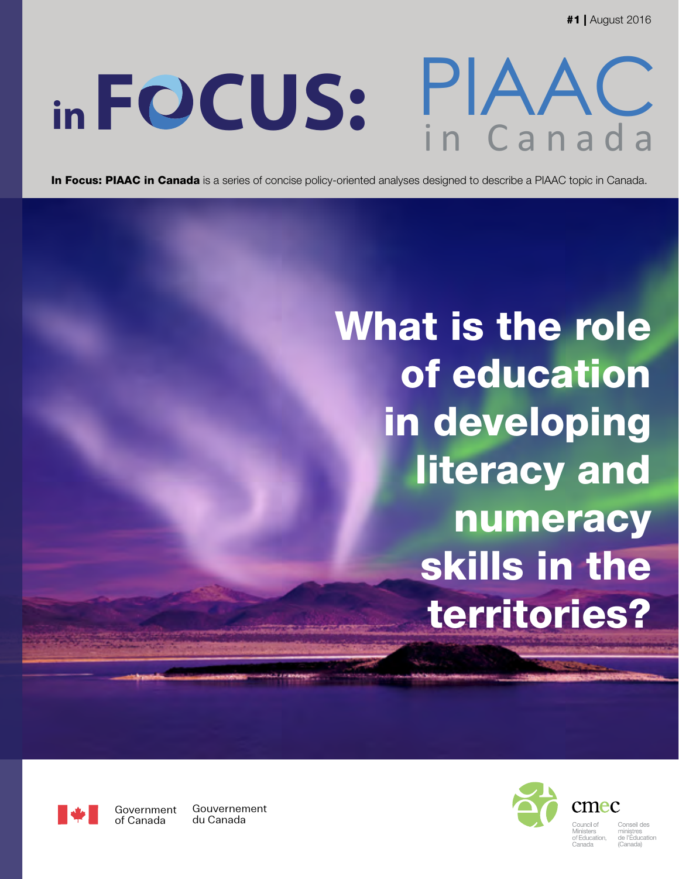#1 | August 2016

# in FOCUS: PIAAC in Canada

**In Focus: PIAAC in Canada** is a series of concise policy-oriented analyses designed to describe a PIAAC topic in Canada.

# What is the role of education in developing literacy and numeracy skills in the territories?

Government of Canada | Gouvernement du Canada

cmec
Council of Ministers of Education, Canada
Conseil des ministres de l'Éducation (Canada)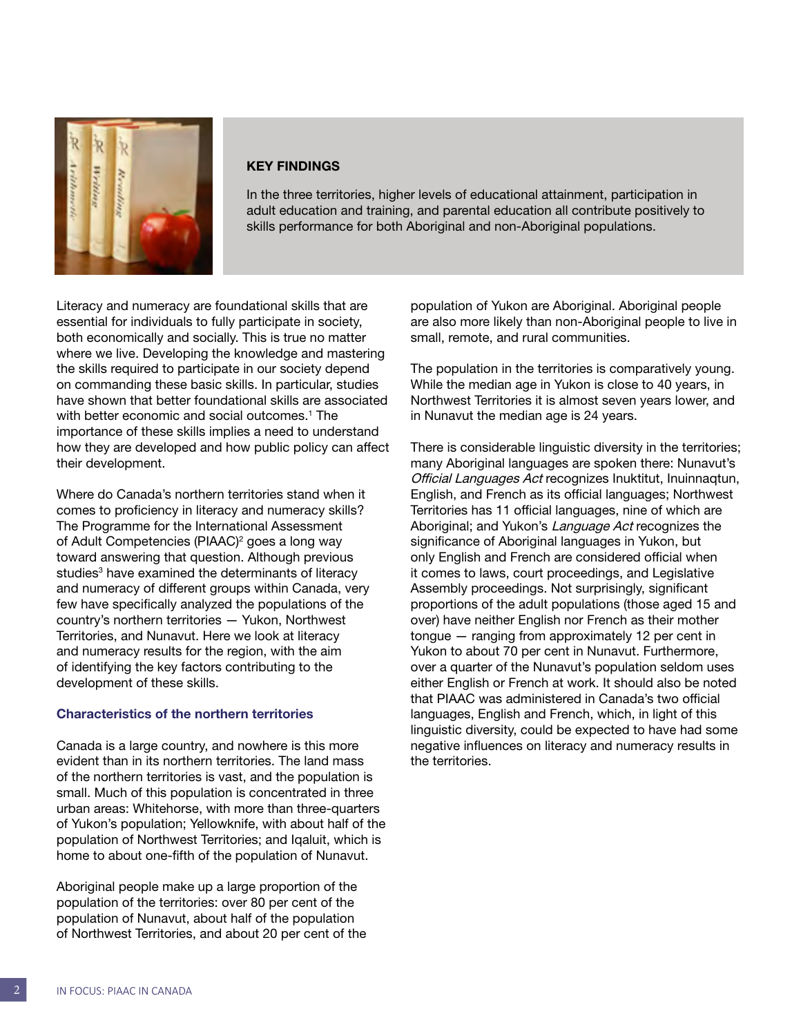**KEY FINDINGS**

In the three territories, higher levels of educational attainment, participation in adult education and training, and parental education all contribute positively to skills performance for both Aboriginal and non-Aboriginal populations.

Literacy and numeracy are foundational skills that are essential for individuals to fully participate in society, both economically and socially. This is true no matter where we live. Developing the knowledge and mastering the skills required to participate in our society depend on commanding these basic skills. In particular, studies have shown that better foundational skills are associated with better economic and social outcomes.[1] The importance of these skills implies a need to understand how they are developed and how public policy can affect their development.

Where do Canada's northern territories stand when it comes to proficiency in literacy and numeracy skills? The Programme for the International Assessment of Adult Competencies (PIAAC)[2] goes a long way toward answering that question. Although previous studies[3] have examined the determinants of literacy and numeracy of different groups within Canada, very few have specifically analyzed the populations of the country's northern territories — Yukon, Northwest Territories, and Nunavut. Here we look at literacy and numeracy results for the region, with the aim of identifying the key factors contributing to the development of these skills.

### Characteristics of the northern territories

Canada is a large country, and nowhere is this more evident than in its northern territories. The land mass of the northern territories is vast, and the population is small. Much of this population is concentrated in three urban areas: Whitehorse, with more than three-quarters of Yukon's population; Yellowknife, with about half of the population of Northwest Territories; and Iqaluit, which is home to about one-fifth of the population of Nunavut.

Aboriginal people make up a large proportion of the population of the territories: over 80 per cent of the population of Nunavut, about half of the population of Northwest Territories, and about 20 per cent of the population of Yukon are Aboriginal. Aboriginal people are also more likely than non-Aboriginal people to live in small, remote, and rural communities.

The population in the territories is comparatively young. While the median age in Yukon is close to 40 years, in Northwest Territories it is almost seven years lower, and in Nunavut the median age is 24 years.

There is considerable linguistic diversity in the territories; many Aboriginal languages are spoken there: Nunavut's *Official Languages Act* recognizes Inuktitut, Inuinnaqtun, English, and French as its official languages; Northwest Territories has 11 official languages, nine of which are Aboriginal; and Yukon's *Language Act* recognizes the significance of Aboriginal languages in Yukon, but only English and French are considered official when it comes to laws, court proceedings, and Legislative Assembly proceedings. Not surprisingly, significant proportions of the adult populations (those aged 15 and over) have neither English nor French as their mother tongue — ranging from approximately 12 per cent in Yukon to about 70 per cent in Nunavut. Furthermore, over a quarter of the Nunavut's population seldom uses either English or French at work. It should also be noted that PIAAC was administered in Canada's two official languages, English and French, which, in light of this linguistic diversity, could be expected to have had some negative influences on literacy and numeracy results in the territories.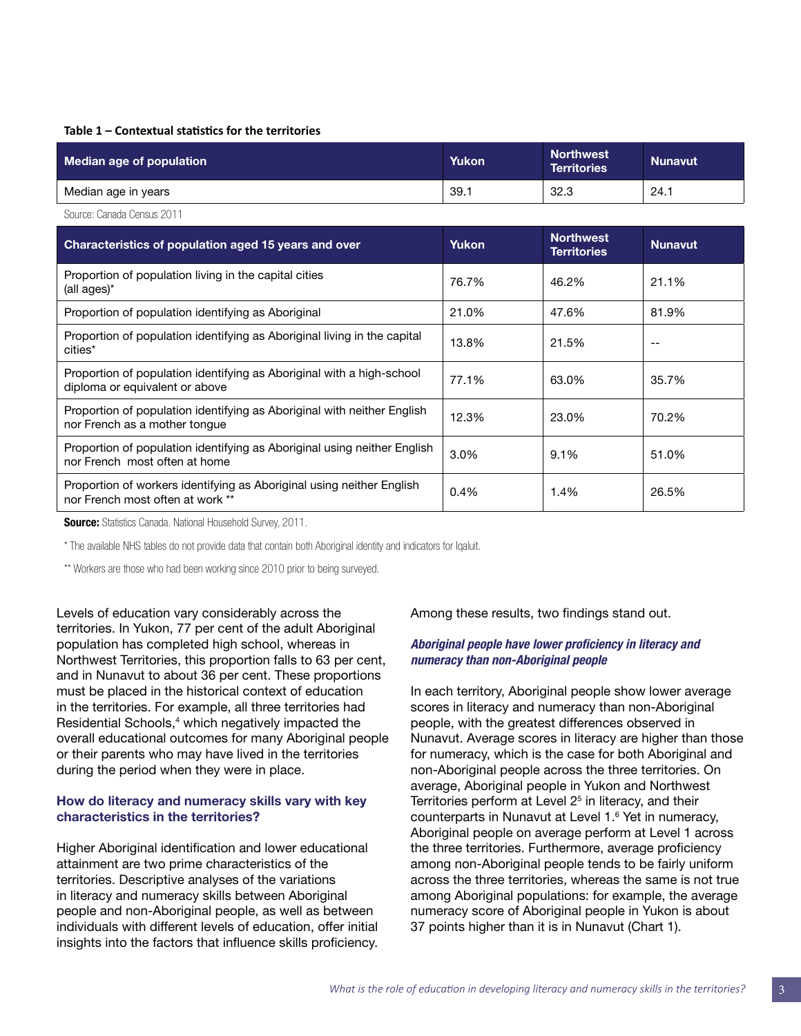**Table 1 – Contextual statistics for the territories**

| Median age of population | Yukon | Northwest Territories | Nunavut |
|---|---|---|---|
| Median age in years | 39.1 | 32.3 | 24.1 |

Source: Canada Census 2011

| Characteristics of population aged 15 years and over | Yukon | Northwest Territories | Nunavut |
|---|---|---|---|
| Proportion of population living in the capital cities (all ages)* | 76.7% | 46.2% | 21.1% |
| Proportion of population identifying as Aboriginal | 21.0% | 47.6% | 81.9% |
| Proportion of population identifying as Aboriginal living in the capital cities* | 13.8% | 21.5% | -- |
| Proportion of population identifying as Aboriginal with a high-school diploma or equivalent or above | 77.1% | 63.0% | 35.7% |
| Proportion of population identifying as Aboriginal with neither English nor French as a mother tongue | 12.3% | 23.0% | 70.2% |
| Proportion of population identifying as Aboriginal using neither English nor French most often at home | 3.0% | 9.1% | 51.0% |
| Proportion of workers identifying as Aboriginal using neither English nor French most often at work ** | 0.4% | 1.4% | 26.5% |

**Source:** Statistics Canada. National Household Survey, 2011.

* The available NHS tables do not provide data that contain both Aboriginal identity and indicators for Iqaluit.

** Workers are those who had been working since 2010 prior to being surveyed.

Levels of education vary considerably across the territories. In Yukon, 77 per cent of the adult Aboriginal population has completed high school, whereas in Northwest Territories, this proportion falls to 63 per cent, and in Nunavut to about 36 per cent. These proportions must be placed in the historical context of education in the territories. For example, all three territories had Residential Schools,[4] which negatively impacted the overall educational outcomes for many Aboriginal people or their parents who may have lived in the territories during the period when they were in place.

### How do literacy and numeracy skills vary with key characteristics in the territories?

Higher Aboriginal identification and lower educational attainment are two prime characteristics of the territories. Descriptive analyses of the variations in literacy and numeracy skills between Aboriginal people and non-Aboriginal people, as well as between individuals with different levels of education, offer initial insights into the factors that influence skills proficiency.

Among these results, two findings stand out.

#### *Aboriginal people have lower proficiency in literacy and numeracy than non-Aboriginal people*

In each territory, Aboriginal people show lower average scores in literacy and numeracy than non-Aboriginal people, with the greatest differences observed in Nunavut. Average scores in literacy are higher than those for numeracy, which is the case for both Aboriginal and non-Aboriginal people across the three territories. On average, Aboriginal people in Yukon and Northwest Territories perform at Level 2[5] in literacy, and their counterparts in Nunavut at Level 1.[6] Yet in numeracy, Aboriginal people on average perform at Level 1 across the three territories. Furthermore, average proficiency among non-Aboriginal people tends to be fairly uniform across the three territories, whereas the same is not true among Aboriginal populations: for example, the average numeracy score of Aboriginal people in Yukon is about 37 points higher than it is in Nunavut (Chart 1).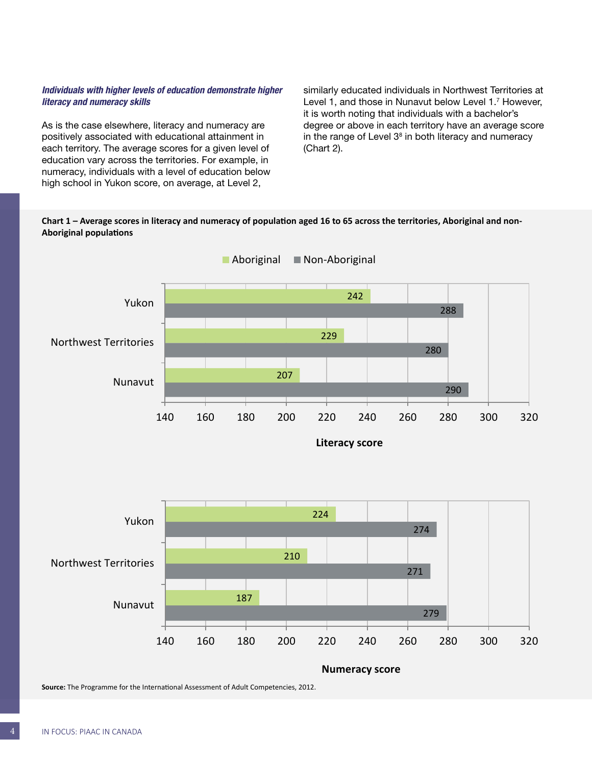***Individuals with higher levels of education demonstrate higher literacy and numeracy skills***

As is the case elsewhere, literacy and numeracy are positively associated with educational attainment in each territory. The average scores for a given level of education vary across the territories. For example, in numeracy, individuals with a level of education below high school in Yukon score, on average, at Level 2, similarly educated individuals in Northwest Territories at Level 1, and those in Nunavut below Level 1.[7] However, it is worth noting that individuals with a bachelor's degree or above in each territory have an average score in the range of Level 3[8] in both literacy and numeracy (Chart 2).

**Chart 1 – Average scores in literacy and numeracy of population aged 16 to 65 across the territories, Aboriginal and non-Aboriginal populations**

**Literacy score**

| | Aboriginal | Non-Aboriginal |
|---|---|---|
| Yukon | 242 | 288 |
| Northwest Territories | 229 | 280 |
| Nunavut | 207 | 290 |

**Numeracy score**

| | Aboriginal | Non-Aboriginal |
|---|---|---|
| Yukon | 224 | 274 |
| Northwest Territories | 210 | 271 |
| Nunavut | 187 | 279 |

**Source:** The Programme for the International Assessment of Adult Competencies, 2012.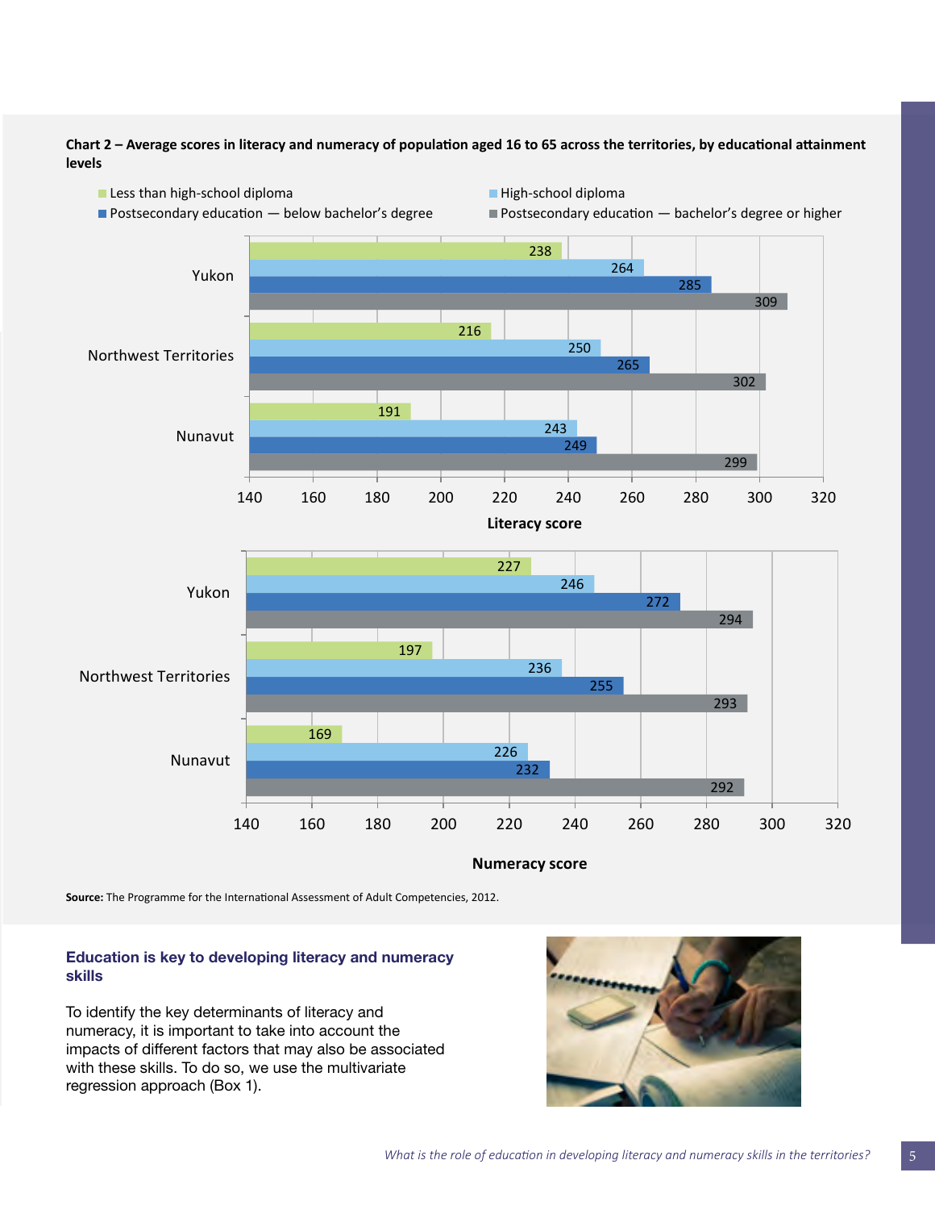**Chart 2 – Average scores in literacy and numeracy of population aged 16 to 65 across the territories, by educational attainment levels**

**Literacy score**

| | Less than high-school diploma | High-school diploma | Postsecondary education — below bachelor's degree | Postsecondary education — bachelor's degree or higher |
|---|---|---|---|---|
| Yukon | 238 | 264 | 285 | 309 |
| Northwest Territories | 216 | 250 | 265 | 302 |
| Nunavut | 191 | 243 | 249 | 299 |

**Numeracy score**

| | Less than high-school diploma | High-school diploma | Postsecondary education — below bachelor's degree | Postsecondary education — bachelor's degree or higher |
|---|---|---|---|---|
| Yukon | 227 | 246 | 272 | 294 |
| Northwest Territories | 197 | 236 | 255 | 293 |
| Nunavut | 169 | 226 | 232 | 292 |

**Source:** The Programme for the International Assessment of Adult Competencies, 2012.

## Education is key to developing literacy and numeracy skills

To identify the key determinants of literacy and numeracy, it is important to take into account the impacts of different factors that may also be associated with these skills. To do so, we use the multivariate regression approach (Box 1).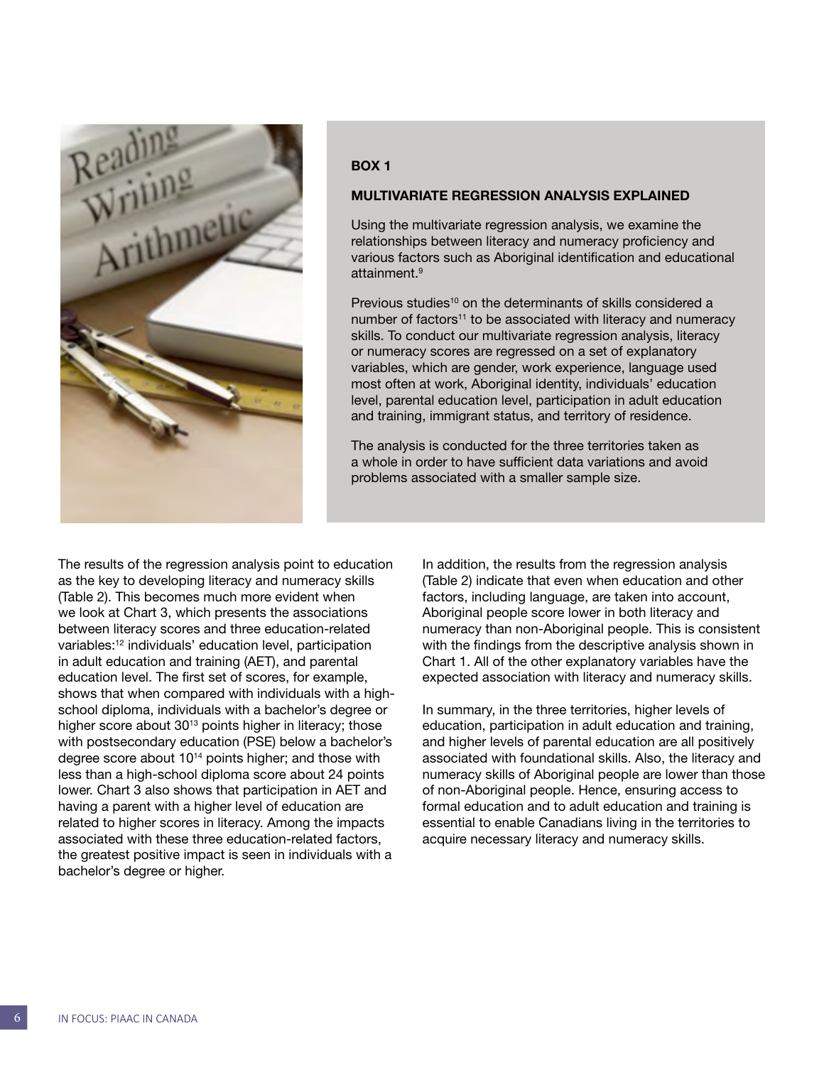### BOX 1

### MULTIVARIATE REGRESSION ANALYSIS EXPLAINED

Using the multivariate regression analysis, we examine the relationships between literacy and numeracy proficiency and various factors such as Aboriginal identification and educational attainment.[9]

Previous studies[10] on the determinants of skills considered a number of factors[11] to be associated with literacy and numeracy skills. To conduct our multivariate regression analysis, literacy or numeracy scores are regressed on a set of explanatory variables, which are gender, work experience, language used most often at work, Aboriginal identity, individuals' education level, parental education level, participation in adult education and training, immigrant status, and territory of residence.

The analysis is conducted for the three territories taken as a whole in order to have sufficient data variations and avoid problems associated with a smaller sample size.

The results of the regression analysis point to education as the key to developing literacy and numeracy skills (Table 2). This becomes much more evident when we look at Chart 3, which presents the associations between literacy scores and three education-related variables:[12] individuals' education level, participation in adult education and training (AET), and parental education level. The first set of scores, for example, shows that when compared with individuals with a high-school diploma, individuals with a bachelor's degree or higher score about 30[13] points higher in literacy; those with postsecondary education (PSE) below a bachelor's degree score about 10[14] points higher; and those with less than a high-school diploma score about 24 points lower. Chart 3 also shows that participation in AET and having a parent with a higher level of education are related to higher scores in literacy. Among the impacts associated with these three education-related factors, the greatest positive impact is seen in individuals with a bachelor's degree or higher.

In addition, the results from the regression analysis (Table 2) indicate that even when education and other factors, including language, are taken into account, Aboriginal people score lower in both literacy and numeracy than non-Aboriginal people. This is consistent with the findings from the descriptive analysis shown in Chart 1. All of the other explanatory variables have the expected association with literacy and numeracy skills.

In summary, in the three territories, higher levels of education, participation in adult education and training, and higher levels of parental education are all positively associated with foundational skills. Also, the literacy and numeracy skills of Aboriginal people are lower than those of non-Aboriginal people. Hence, ensuring access to formal education and to adult education and training is essential to enable Canadians living in the territories to acquire necessary literacy and numeracy skills.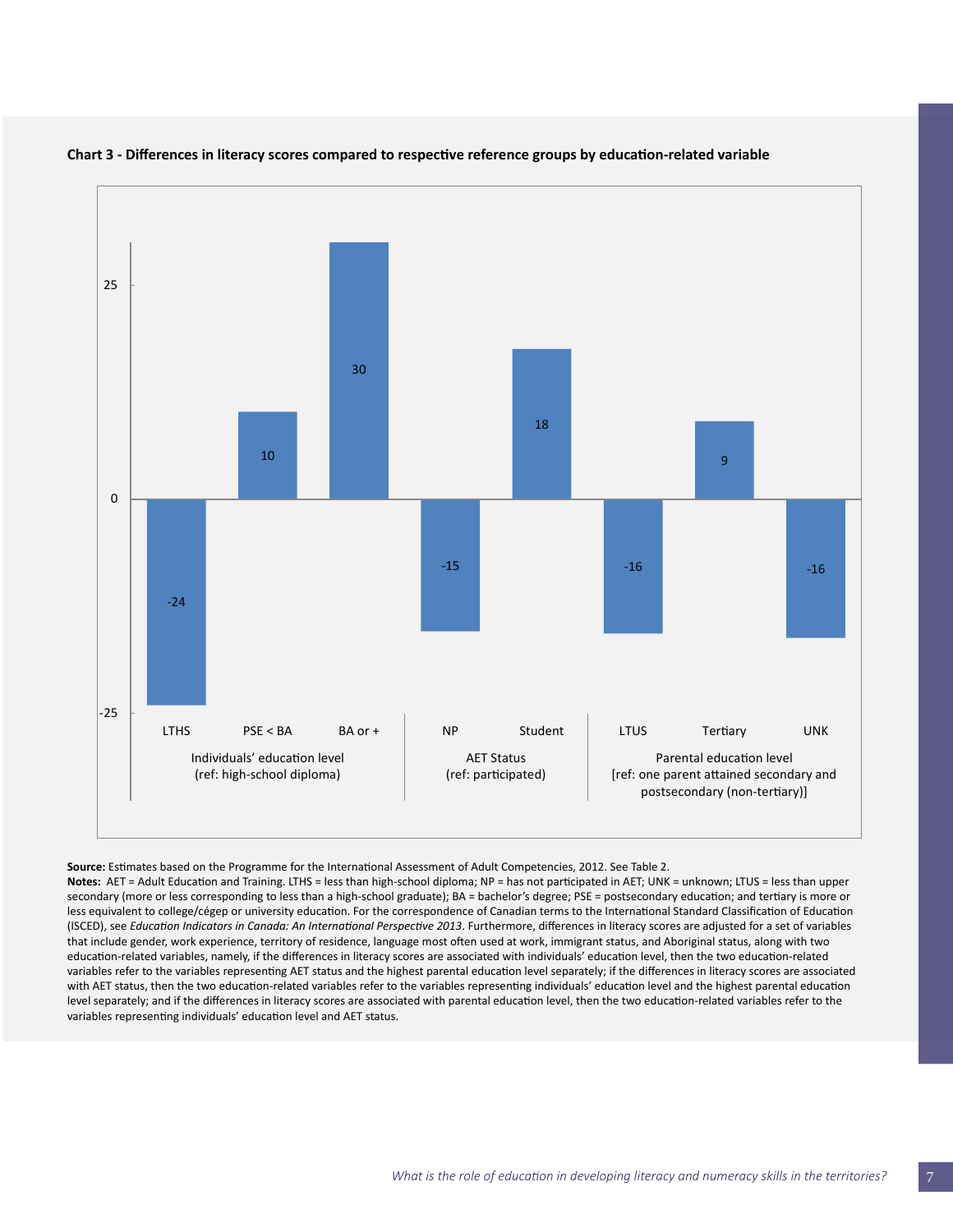**Chart 3 - Differences in literacy scores compared to respective reference groups by education-related variable**

| Category | Variable | Difference |
|---|---|---|
| Individuals' education level (ref: high-school diploma) | LTHS | -24 |
| | PSE < BA | 10 |
| | BA or + | 30 |
| AET Status (ref: participated) | NP | -15 |
| | Student | 18 |
| Parental education level [ref: one parent attained secondary and postsecondary (non-tertiary)] | LTUS | -16 |
| | Tertiary | 9 |
| | UNK | -16 |

**Source:** Estimates based on the Programme for the International Assessment of Adult Competencies, 2012. See Table 2.

**Notes:** AET = Adult Education and Training. LTHS = less than high-school diploma; NP = has not participated in AET; UNK = unknown; LTUS = less than upper secondary (more or less corresponding to less than a high-school graduate); BA = bachelor's degree; PSE = postsecondary education; and tertiary is more or less equivalent to college/cégep or university education. For the correspondence of Canadian terms to the International Standard Classification of Education (ISCED), see *Education Indicators in Canada: An International Perspective 2013*. Furthermore, differences in literacy scores are adjusted for a set of variables that include gender, work experience, territory of residence, language most often used at work, immigrant status, and Aboriginal status, along with two education-related variables, namely, if the differences in literacy scores are associated with individuals' education level, then the two education-related variables refer to the variables representing AET status and the highest parental education level separately; if the differences in literacy scores are associated with AET status, then the two education-related variables refer to the variables representing individuals' education level and the highest parental education level separately; and if the differences in literacy scores are associated with parental education level, then the two education-related variables refer to the variables representing individuals' education level and AET status.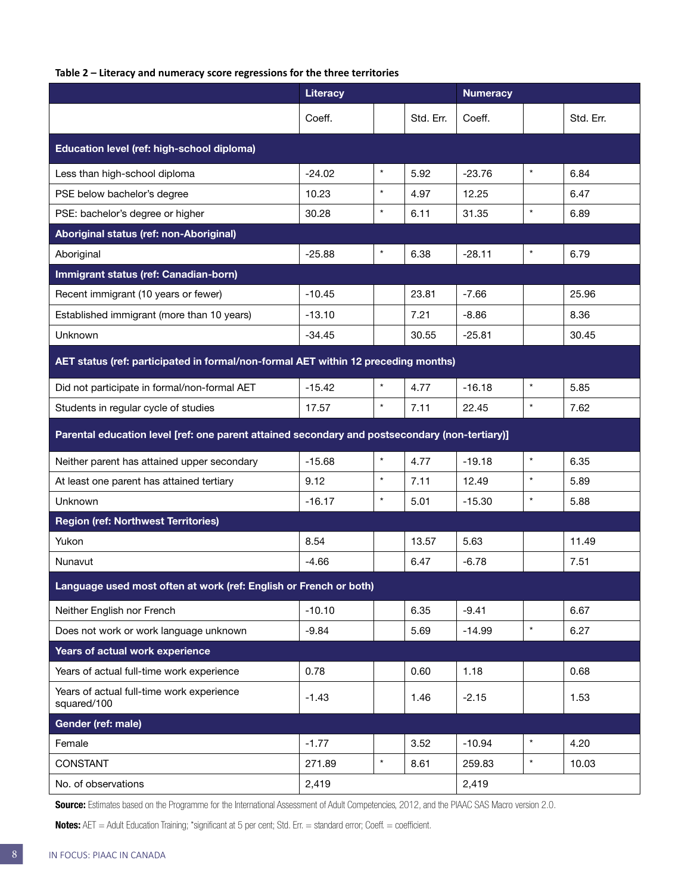**Table 2 – Literacy and numeracy score regressions for the three territories**

| | Literacy | | | Numeracy | | |
|---|---|---|---|---|---|---|
| | Coeff. | | Std. Err. | Coeff. | | Std. Err. |
| **Education level (ref: high-school diploma)** | | | | | | |
| Less than high-school diploma | -24.02 | * | 5.92 | -23.76 | * | 6.84 |
| PSE below bachelor's degree | 10.23 | * | 4.97 | 12.25 | | 6.47 |
| PSE: bachelor's degree or higher | 30.28 | * | 6.11 | 31.35 | * | 6.89 |
| **Aboriginal status (ref: non-Aboriginal)** | | | | | | |
| Aboriginal | -25.88 | * | 6.38 | -28.11 | * | 6.79 |
| **Immigrant status (ref: Canadian-born)** | | | | | | |
| Recent immigrant (10 years or fewer) | -10.45 | | 23.81 | -7.66 | | 25.96 |
| Established immigrant (more than 10 years) | -13.10 | | 7.21 | -8.86 | | 8.36 |
| Unknown | -34.45 | | 30.55 | -25.81 | | 30.45 |
| **AET status (ref: participated in formal/non-formal AET within 12 preceding months)** | | | | | | |
| Did not participate in formal/non-formal AET | -15.42 | * | 4.77 | -16.18 | * | 5.85 |
| Students in regular cycle of studies | 17.57 | * | 7.11 | 22.45 | * | 7.62 |
| **Parental education level [ref: one parent attained secondary and postsecondary (non-tertiary)]** | | | | | | |
| Neither parent has attained upper secondary | -15.68 | * | 4.77 | -19.18 | * | 6.35 |
| At least one parent has attained tertiary | 9.12 | * | 7.11 | 12.49 | * | 5.89 |
| Unknown | -16.17 | * | 5.01 | -15.30 | * | 5.88 |
| **Region (ref: Northwest Territories)** | | | | | | |
| Yukon | 8.54 | | 13.57 | 5.63 | | 11.49 |
| Nunavut | -4.66 | | 6.47 | -6.78 | | 7.51 |
| **Language used most often at work (ref: English or French or both)** | | | | | | |
| Neither English nor French | -10.10 | | 6.35 | -9.41 | | 6.67 |
| Does not work or work language unknown | -9.84 | | 5.69 | -14.99 | * | 6.27 |
| **Years of actual work experience** | | | | | | |
| Years of actual full-time work experience | 0.78 | | 0.60 | 1.18 | | 0.68 |
| Years of actual full-time work experience squared/100 | -1.43 | | 1.46 | -2.15 | | 1.53 |
| **Gender (ref: male)** | | | | | | |
| Female | -1.77 | | 3.52 | -10.94 | * | 4.20 |
| CONSTANT | 271.89 | * | 8.61 | 259.83 | * | 10.03 |
| No. of observations | 2,419 | | | 2,419 | | |

**Source:** Estimates based on the Programme for the International Assessment of Adult Competencies, 2012, and the PIAAC SAS Macro version 2.0.

**Notes:** AET = Adult Education Training; *significant at 5 per cent; Std. Err. = standard error; Coeff. = coefficient.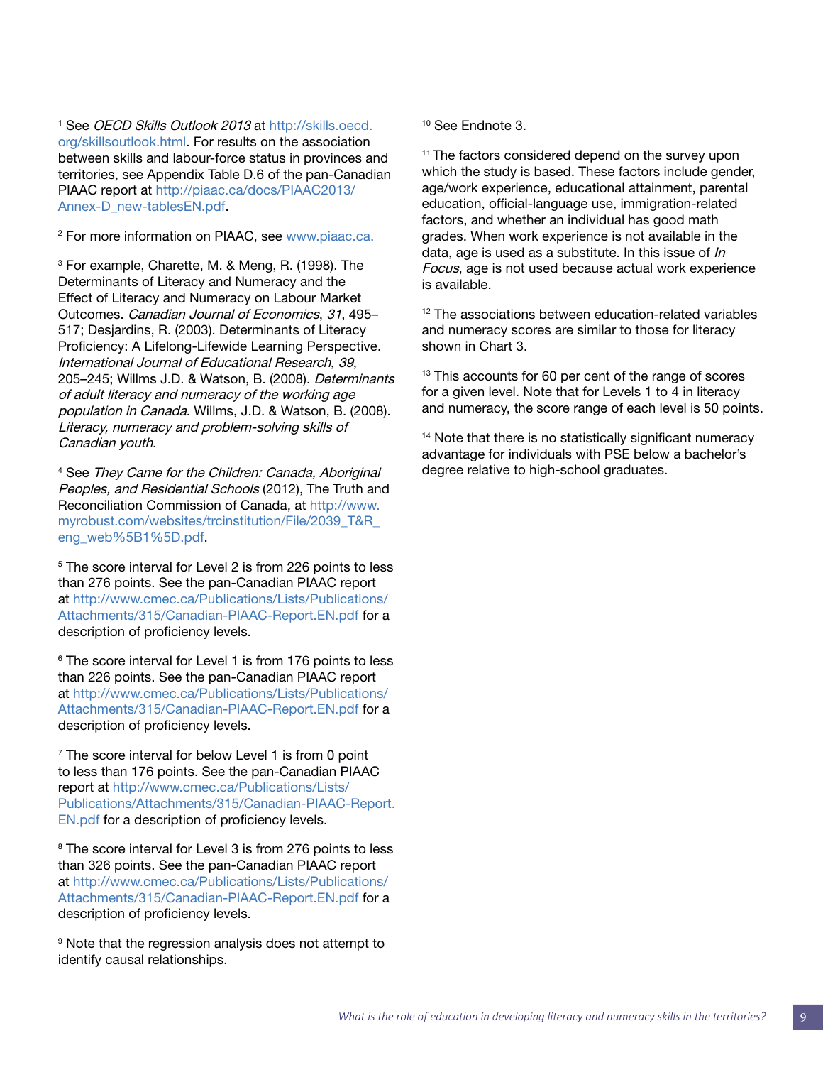[1] See *OECD Skills Outlook 2013* at http://skills.oecd.org/skillsoutlook.html. For results on the association between skills and labour-force status in provinces and territories, see Appendix Table D.6 of the pan-Canadian PIAAC report at http://piaac.ca/docs/PIAAC2013/Annex-D_new-tablesEN.pdf.

[2] For more information on PIAAC, see www.piaac.ca.

[3] For example, Charette, M. & Meng, R. (1998). The Determinants of Literacy and Numeracy and the Effect of Literacy and Numeracy on Labour Market Outcomes. *Canadian Journal of Economics*, *31*, 495–517; Desjardins, R. (2003). Determinants of Literacy Proficiency: A Lifelong-Lifewide Learning Perspective. *International Journal of Educational Research*, *39*, 205–245; Willms J.D. & Watson, B. (2008). *Determinants of adult literacy and numeracy of the working age population in Canada*. Willms, J.D. & Watson, B. (2008). *Literacy, numeracy and problem-solving skills of Canadian youth*.

[4] See *They Came for the Children: Canada, Aboriginal Peoples, and Residential Schools* (2012), The Truth and Reconciliation Commission of Canada, at http://www.myrobust.com/websites/trcinstitution/File/2039_T&R_eng_web%5B1%5D.pdf.

[5] The score interval for Level 2 is from 226 points to less than 276 points. See the pan-Canadian PIAAC report at http://www.cmec.ca/Publications/Lists/Publications/Attachments/315/Canadian-PIAAC-Report.EN.pdf for a description of proficiency levels.

[6] The score interval for Level 1 is from 176 points to less than 226 points. See the pan-Canadian PIAAC report at http://www.cmec.ca/Publications/Lists/Publications/Attachments/315/Canadian-PIAAC-Report.EN.pdf for a description of proficiency levels.

[7] The score interval for below Level 1 is from 0 point to less than 176 points. See the pan-Canadian PIAAC report at http://www.cmec.ca/Publications/Lists/Publications/Attachments/315/Canadian-PIAAC-Report.EN.pdf for a description of proficiency levels.

[8] The score interval for Level 3 is from 276 points to less than 326 points. See the pan-Canadian PIAAC report at http://www.cmec.ca/Publications/Lists/Publications/Attachments/315/Canadian-PIAAC-Report.EN.pdf for a description of proficiency levels.

[9] Note that the regression analysis does not attempt to identify causal relationships.

[10] See Endnote 3.

[11] The factors considered depend on the survey upon which the study is based. These factors include gender, age/work experience, educational attainment, parental education, official-language use, immigration-related factors, and whether an individual has good math grades. When work experience is not available in the data, age is used as a substitute. In this issue of *In Focus*, age is not used because actual work experience is available.

[12] The associations between education-related variables and numeracy scores are similar to those for literacy shown in Chart 3.

[13] This accounts for 60 per cent of the range of scores for a given level. Note that for Levels 1 to 4 in literacy and numeracy, the score range of each level is 50 points.

[14] Note that there is no statistically significant numeracy advantage for individuals with PSE below a bachelor's degree relative to high-school graduates.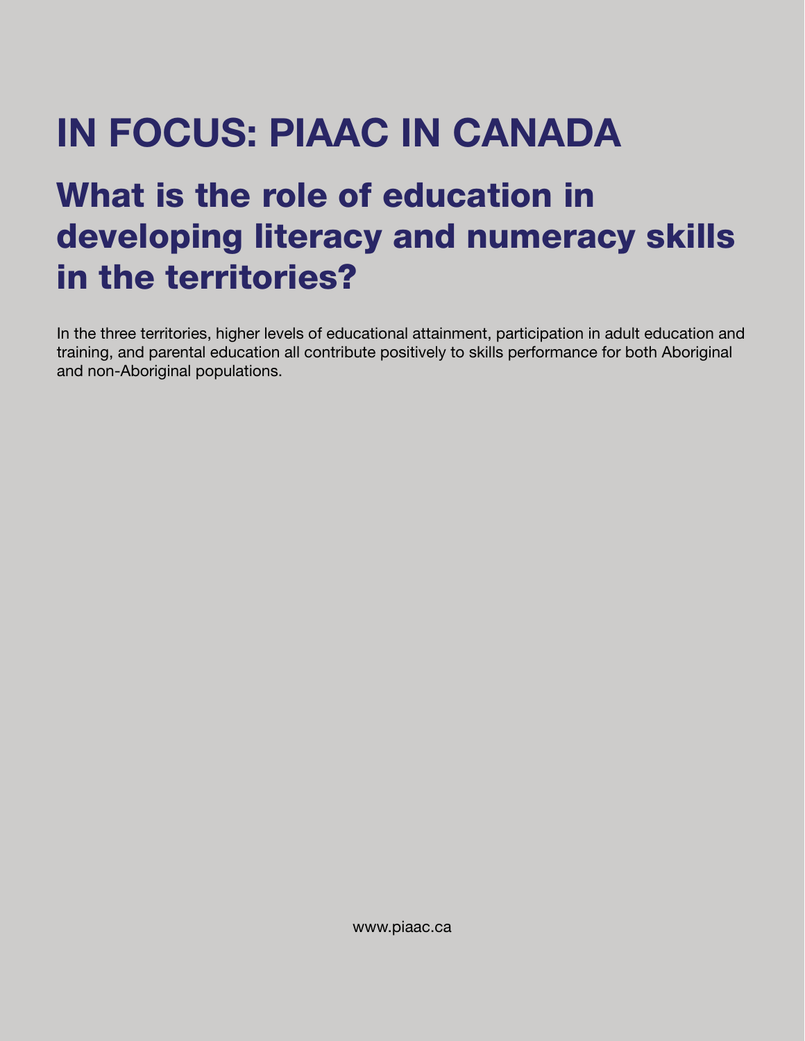# IN FOCUS: PIAAC IN CANADA

## What is the role of education in developing literacy and numeracy skills in the territories?

In the three territories, higher levels of educational attainment, participation in adult education and training, and parental education all contribute positively to skills performance for both Aboriginal and non-Aboriginal populations.

www.piaac.ca